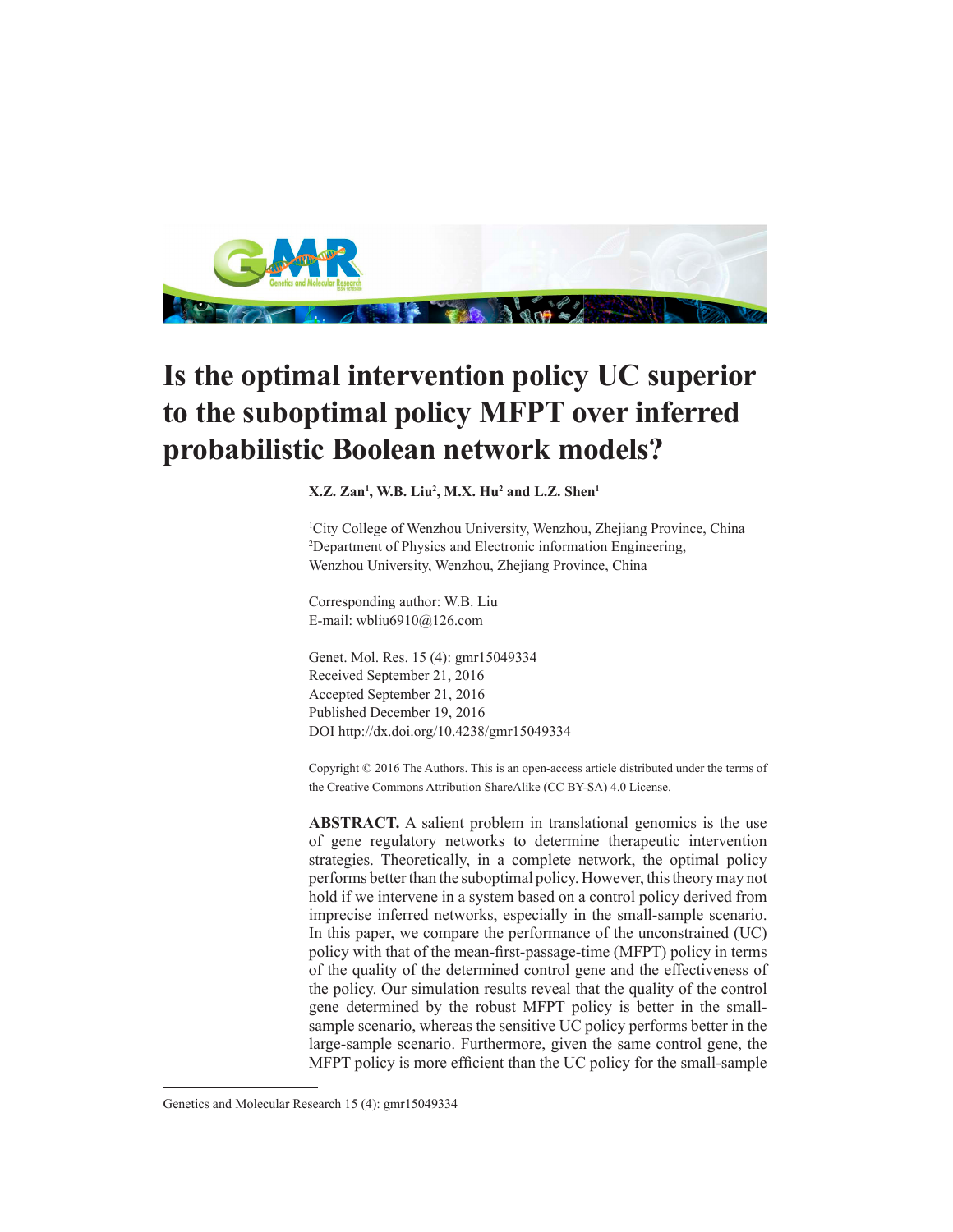# Is the optimal intervention policy UC superior to the suboptimal policy MFPT over inferred probabilistic Boolean network models?

**X.Z. Zan[1], W.B. Liu[2], M.X. Hu[2] and L.Z. Shen[1]**

[1]City College of Wenzhou University, Wenzhou, Zhejiang Province, China
[2]Department of Physics and Electronic information Engineering, Wenzhou University, Wenzhou, Zhejiang Province, China

Corresponding author: W.B. Liu
E-mail: wbliu6910@126.com

Genet. Mol. Res. 15 (4): gmr15049334
Received September 21, 2016
Accepted September 21, 2016
Published December 19, 2016
DOI http://dx.doi.org/10.4238/gmr15049334

Copyright © 2016 The Authors. This is an open-access article distributed under the terms of the Creative Commons Attribution ShareAlike (CC BY-SA) 4.0 License.

**ABSTRACT.** A salient problem in translational genomics is the use of gene regulatory networks to determine therapeutic intervention strategies. Theoretically, in a complete network, the optimal policy performs better than the suboptimal policy. However, this theory may not hold if we intervene in a system based on a control policy derived from imprecise inferred networks, especially in the small-sample scenario. In this paper, we compare the performance of the unconstrained (UC) policy with that of the mean-first-passage-time (MFPT) policy in terms of the quality of the determined control gene and the effectiveness of the policy. Our simulation results reveal that the quality of the control gene determined by the robust MFPT policy is better in the small-sample scenario, whereas the sensitive UC policy performs better in the large-sample scenario. Furthermore, given the same control gene, the MFPT policy is more efficient than the UC policy for the small-sample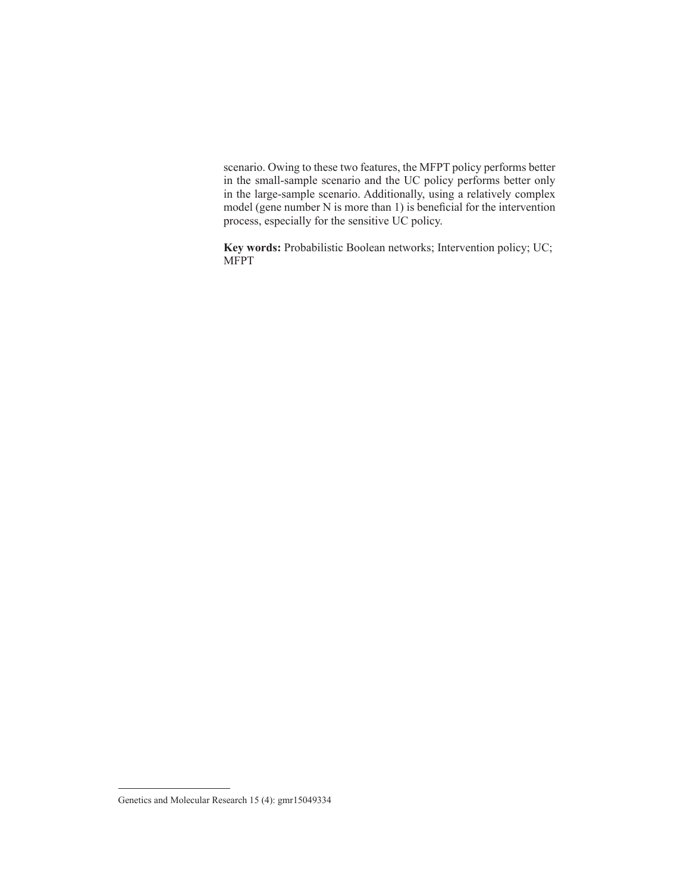scenario. Owing to these two features, the MFPT policy performs better in the small-sample scenario and the UC policy performs better only in the large-sample scenario. Additionally, using a relatively complex model (gene number N is more than 1) is beneficial for the intervention process, especially for the sensitive UC policy.

**Key words:** Probabilistic Boolean networks; Intervention policy; UC; MFPT